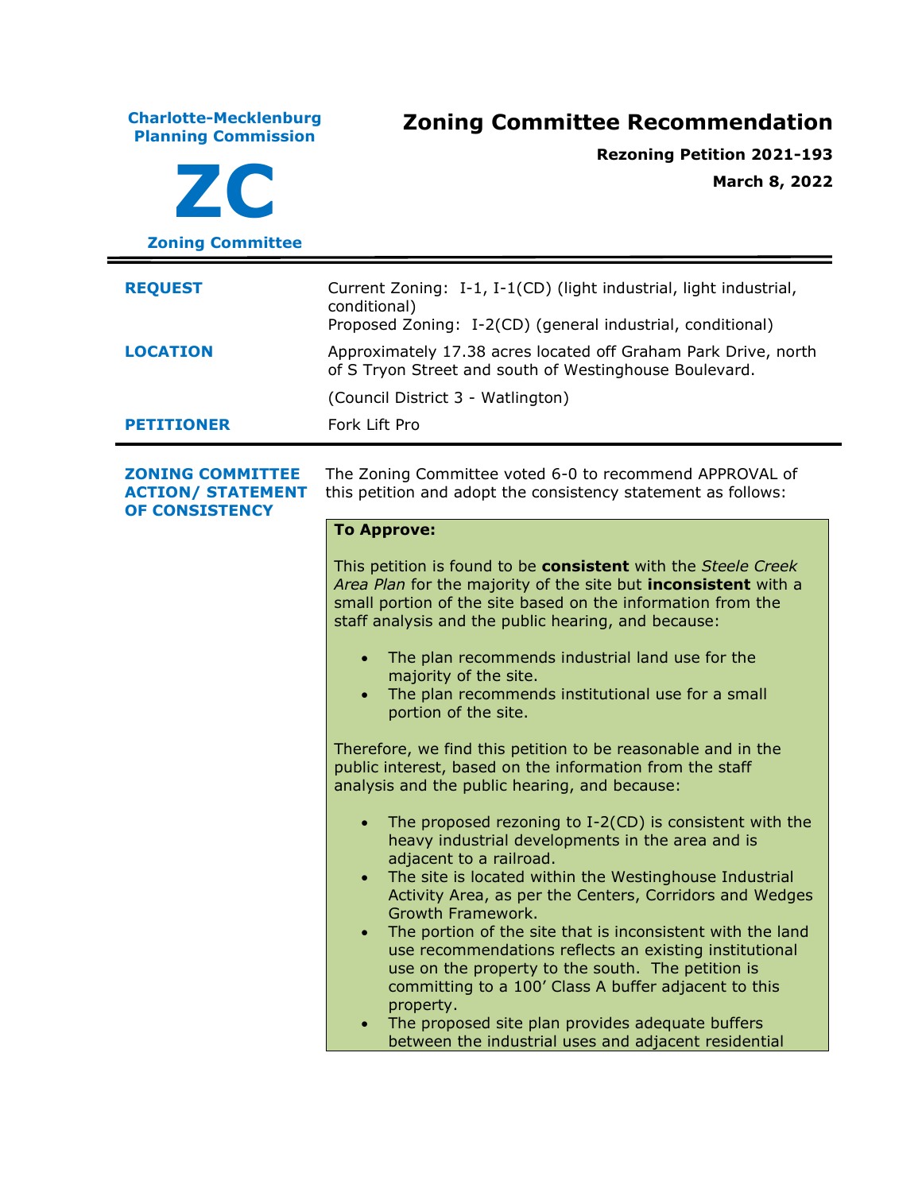**Charlotte-Mecklenburg Planning Commission**

**ZC**

**Zoning Committee**

# Zoning Committee Recommendation

**Rezoning Petition 2021-193**

**March 8, 2022**

---

| | |
|---|---|
| **REQUEST** | Current Zoning: I-1, I-1(CD) (light industrial, light industrial, conditional)<br>Proposed Zoning: I-2(CD) (general industrial, conditional) |
| **LOCATION** | Approximately 17.38 acres located off Graham Park Drive, north of S Tryon Street and south of Westinghouse Boulevard.<br><br>(Council District 3 - Watlington) |
| **PETITIONER** | Fork Lift Pro |

---

**ZONING COMMITTEE ACTION/ STATEMENT OF CONSISTENCY**

The Zoning Committee voted 6-0 to recommend APPROVAL of this petition and adopt the consistency statement as follows:

**To Approve:**

This petition is found to be **consistent** with the *Steele Creek Area Plan* for the majority of the site but **inconsistent** with a small portion of the site based on the information from the staff analysis and the public hearing, and because:

- The plan recommends industrial land use for the majority of the site.
- The plan recommends institutional use for a small portion of the site.

Therefore, we find this petition to be reasonable and in the public interest, based on the information from the staff analysis and the public hearing, and because:

- The proposed rezoning to I-2(CD) is consistent with the heavy industrial developments in the area and is adjacent to a railroad.
- The site is located within the Westinghouse Industrial Activity Area, as per the Centers, Corridors and Wedges Growth Framework.
- The portion of the site that is inconsistent with the land use recommendations reflects an existing institutional use on the property to the south. The petition is committing to a 100' Class A buffer adjacent to this property.
- The proposed site plan provides adequate buffers between the industrial uses and adjacent residential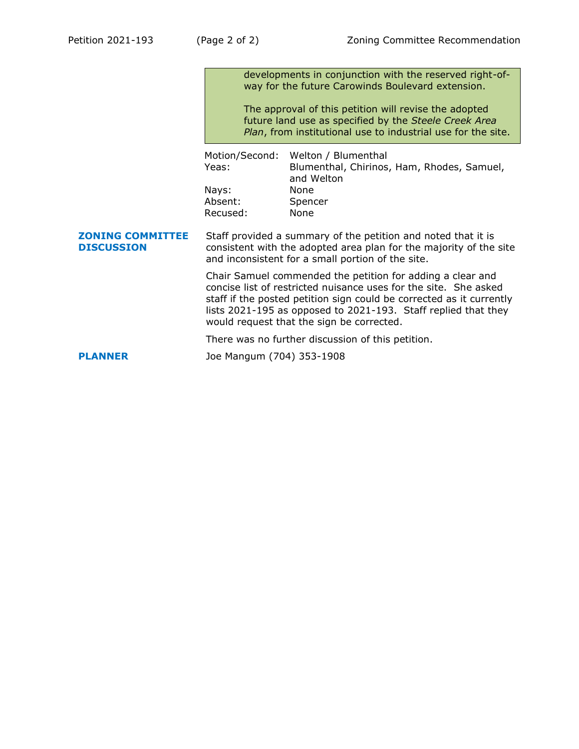developments in conjunction with the reserved right-of-way for the future Carowinds Boulevard extension.

The approval of this petition will revise the adopted future land use as specified by the *Steele Creek Area Plan*, from institutional use to industrial use for the site.

| | |
|---|---|
| Motion/Second: | Welton / Blumenthal |
| Yeas: | Blumenthal, Chirinos, Ham, Rhodes, Samuel, and Welton |
| Nays: | None |
| Absent: | Spencer |
| Recused: | None |

**ZONING COMMITTEE DISCUSSION**

Staff provided a summary of the petition and noted that it is consistent with the adopted area plan for the majority of the site and inconsistent for a small portion of the site.

Chair Samuel commended the petition for adding a clear and concise list of restricted nuisance uses for the site. She asked staff if the posted petition sign could be corrected as it currently lists 2021-195 as opposed to 2021-193. Staff replied that they would request that the sign be corrected.

There was no further discussion of this petition.

**PLANNER**

Joe Mangum (704) 353-1908